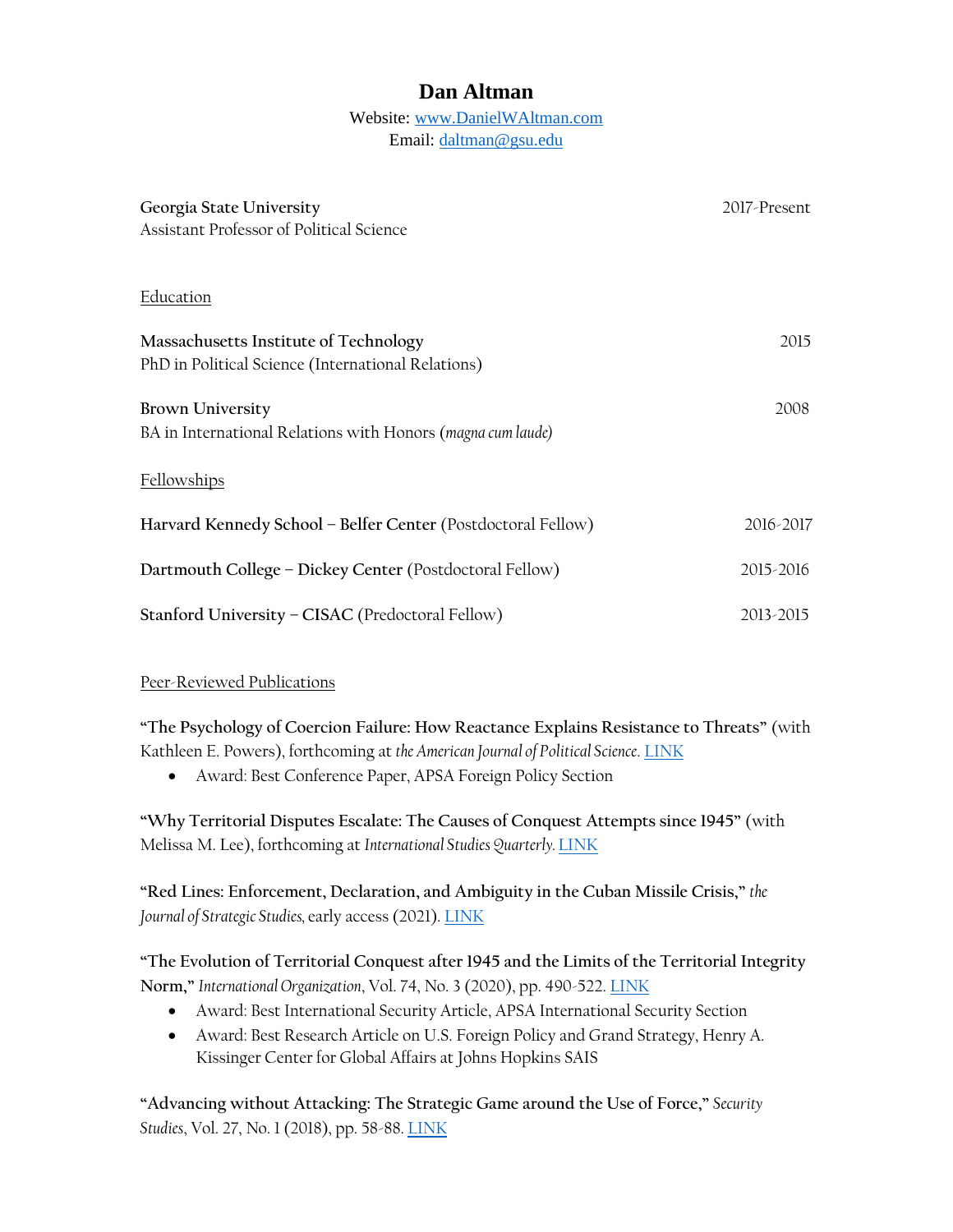# Dan Altman

Website: [www.DanielWAltman.com](http://www.DanielWAltman.com)
Email: [daltman@gsu.edu](mailto:daltman@gsu.edu)

**Georgia State University** 2017-Present
Assistant Professor of Political Science

## Education

**Massachusetts Institute of Technology** 2015
PhD in Political Science (International Relations)

**Brown University** 2008
BA in International Relations with Honors (*magna cum laude)*

## Fellowships

**Harvard Kennedy School – Belfer Center** (Postdoctoral Fellow) 2016-2017

**Dartmouth College – Dickey Center** (Postdoctoral Fellow) 2015-2016

**Stanford University – CISAC** (Predoctoral Fellow) 2013-2015

## Peer-Reviewed Publications

**"The Psychology of Coercion Failure: How Reactance Explains Resistance to Threats"** (with Kathleen E. Powers), forthcoming at *the American Journal of Political Science*. LINK

- Award: Best Conference Paper, APSA Foreign Policy Section

**"Why Territorial Disputes Escalate: The Causes of Conquest Attempts since 1945"** (with Melissa M. Lee), forthcoming at *International Studies Quarterly*. LINK

**"Red Lines: Enforcement, Declaration, and Ambiguity in the Cuban Missile Crisis,"** *the Journal of Strategic Studies*, early access (2021). LINK

**"The Evolution of Territorial Conquest after 1945 and the Limits of the Territorial Integrity Norm,"** *International Organization*, Vol. 74, No. 3 (2020), pp. 490-522. LINK

- Award: Best International Security Article, APSA International Security Section
- Award: Best Research Article on U.S. Foreign Policy and Grand Strategy, Henry A. Kissinger Center for Global Affairs at Johns Hopkins SAIS

**"Advancing without Attacking: The Strategic Game around the Use of Force,"** *Security Studies*, Vol. 27, No. 1 (2018), pp. 58-88. LINK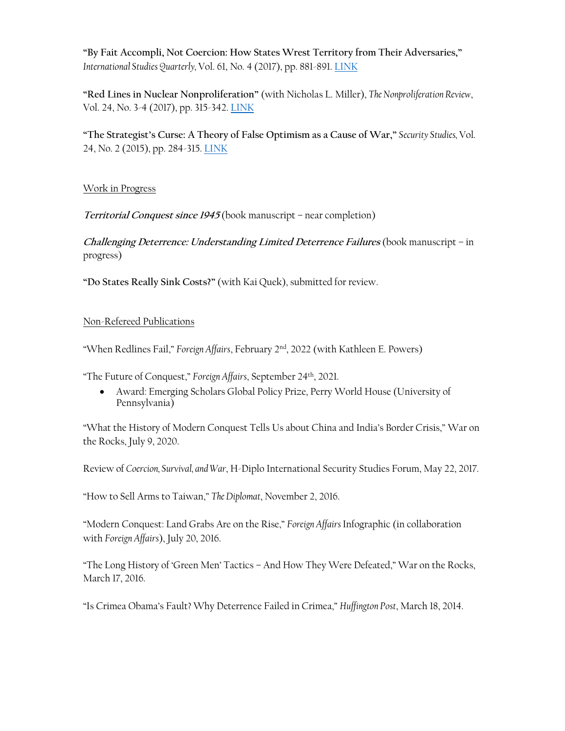**"By Fait Accompli, Not Coercion: How States Wrest Territory from Their Adversaries,"** *International Studies Quarterly*, Vol. 61, No. 4 (2017), pp. 881-891. [LINK]

**"Red Lines in Nuclear Nonproliferation"** (with Nicholas L. Miller), *The Nonproliferation Review*, Vol. 24, No. 3-4 (2017), pp. 315-342. [LINK]

**"The Strategist's Curse: A Theory of False Optimism as a Cause of War,"** *Security Studies*, Vol. 24, No. 2 (2015), pp. 284-315. [LINK]

<u>Work in Progress</u>

***Territorial Conquest since 1945*** (book manuscript – near completion)

***Challenging Deterrence: Understanding Limited Deterrence Failures*** (book manuscript – in progress)

**"Do States Really Sink Costs?"** (with Kai Quek), submitted for review.

<u>Non-Refereed Publications</u>

"When Redlines Fail," *Foreign Affairs*, February 2nd, 2022 (with Kathleen E. Powers)

"The Future of Conquest," *Foreign Affairs*, September 24th, 2021.

- Award: Emerging Scholars Global Policy Prize, Perry World House (University of Pennsylvania)

"What the History of Modern Conquest Tells Us about China and India's Border Crisis," War on the Rocks, July 9, 2020.

Review of *Coercion, Survival, and War*, H-Diplo International Security Studies Forum, May 22, 2017.

"How to Sell Arms to Taiwan," *The Diplomat*, November 2, 2016.

"Modern Conquest: Land Grabs Are on the Rise," *Foreign Affairs* Infographic (in collaboration with *Foreign Affairs*), July 20, 2016.

"The Long History of 'Green Men' Tactics – And How They Were Defeated," War on the Rocks, March 17, 2016.

"Is Crimea Obama's Fault? Why Deterrence Failed in Crimea," *Huffington Post*, March 18, 2014.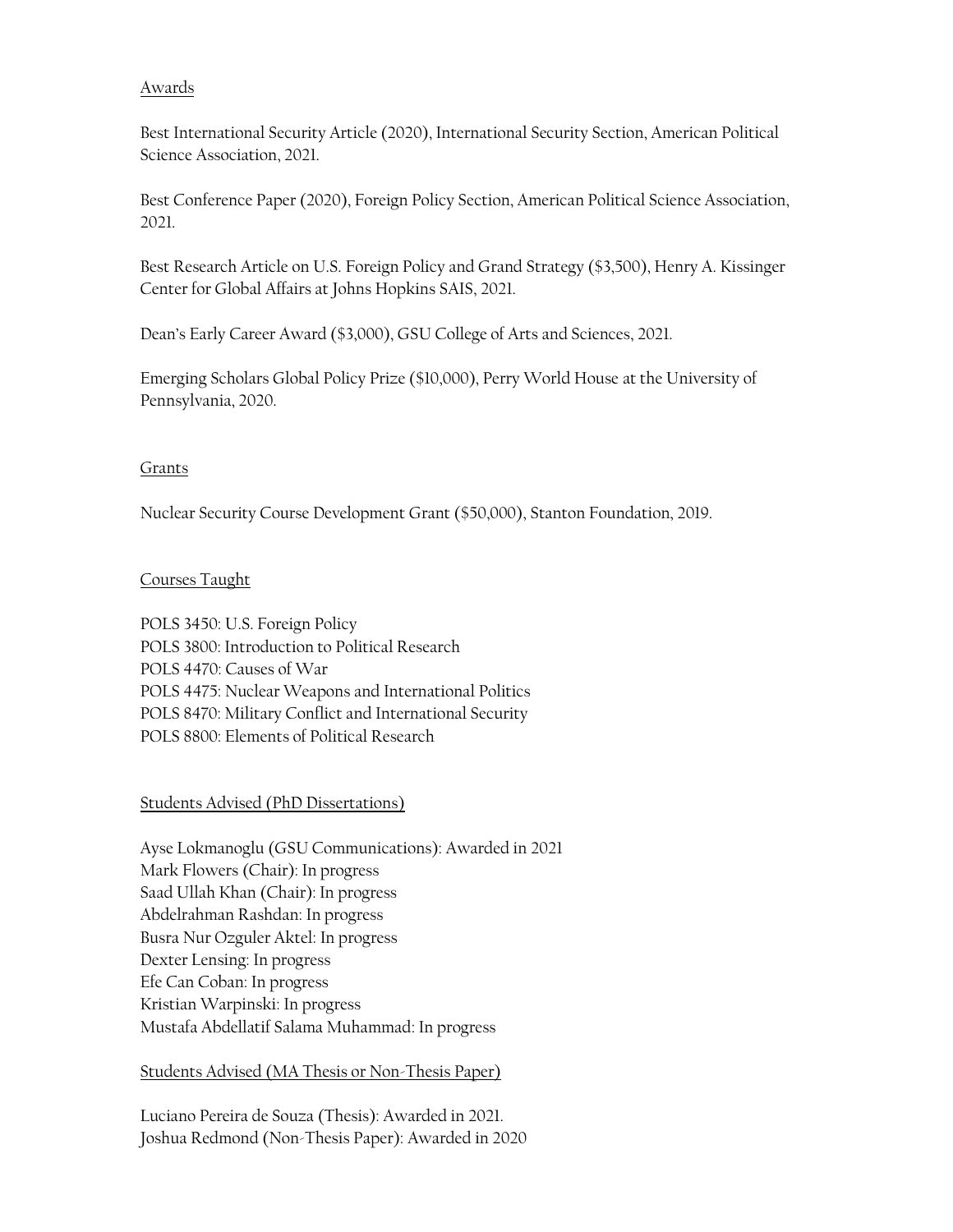## Awards

Best International Security Article (2020), International Security Section, American Political Science Association, 2021.

Best Conference Paper (2020), Foreign Policy Section, American Political Science Association, 2021.

Best Research Article on U.S. Foreign Policy and Grand Strategy ($3,500), Henry A. Kissinger Center for Global Affairs at Johns Hopkins SAIS, 2021.

Dean's Early Career Award ($3,000), GSU College of Arts and Sciences, 2021.

Emerging Scholars Global Policy Prize ($10,000), Perry World House at the University of Pennsylvania, 2020.

## Grants

Nuclear Security Course Development Grant ($50,000), Stanton Foundation, 2019.

## Courses Taught

POLS 3450: U.S. Foreign Policy
POLS 3800: Introduction to Political Research
POLS 4470: Causes of War
POLS 4475: Nuclear Weapons and International Politics
POLS 8470: Military Conflict and International Security
POLS 8800: Elements of Political Research

## Students Advised (PhD Dissertations)

Ayse Lokmanoglu (GSU Communications): Awarded in 2021
Mark Flowers (Chair): In progress
Saad Ullah Khan (Chair): In progress
Abdelrahman Rashdan: In progress
Busra Nur Ozguler Aktel: In progress
Dexter Lensing: In progress
Efe Can Coban: In progress
Kristian Warpinski: In progress
Mustafa Abdellatif Salama Muhammad: In progress

## Students Advised (MA Thesis or Non-Thesis Paper)

Luciano Pereira de Souza (Thesis): Awarded in 2021.
Joshua Redmond (Non-Thesis Paper): Awarded in 2020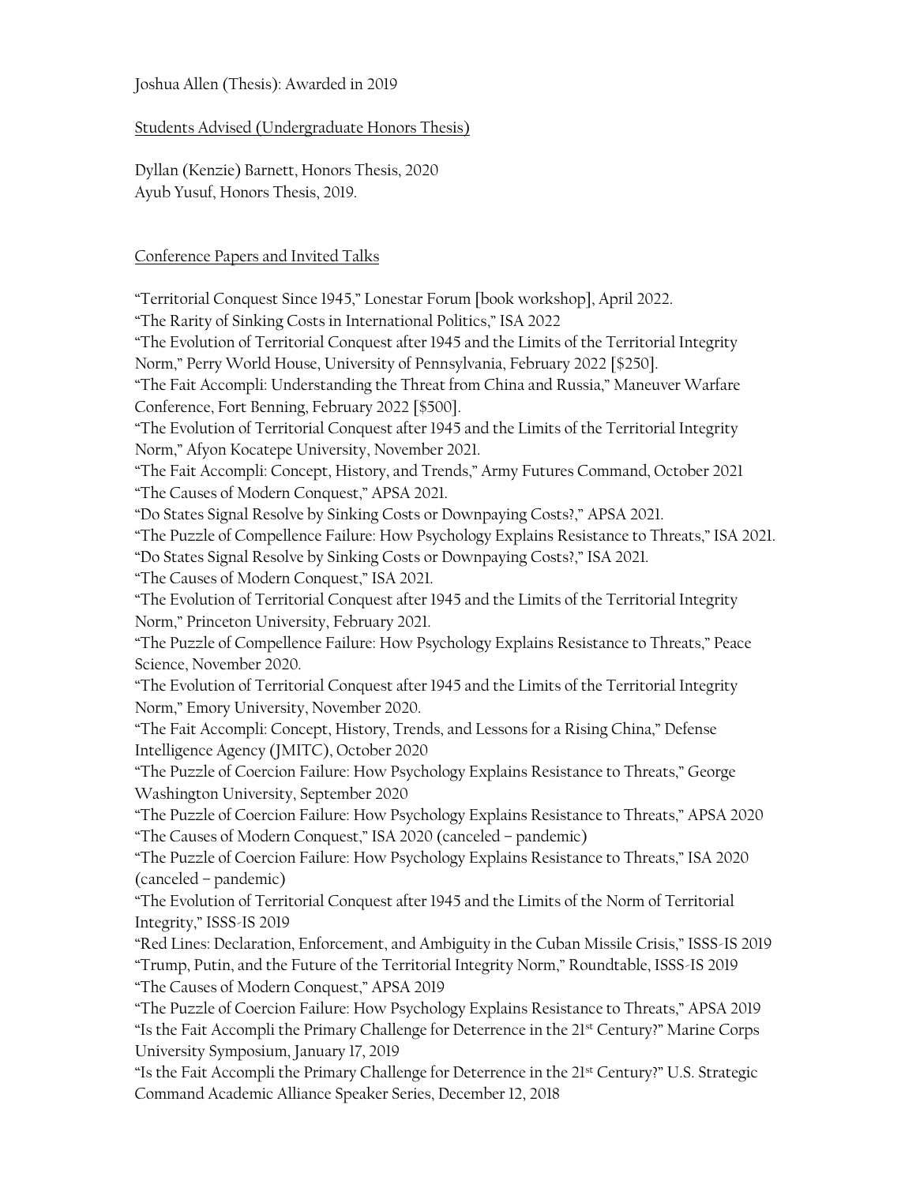Joshua Allen (Thesis): Awarded in 2019

Students Advised (Undergraduate Honors Thesis)

Dyllan (Kenzie) Barnett, Honors Thesis, 2020
Ayub Yusuf, Honors Thesis, 2019.

Conference Papers and Invited Talks

"Territorial Conquest Since 1945," Lonestar Forum [book workshop], April 2022.
"The Rarity of Sinking Costs in International Politics," ISA 2022
"The Evolution of Territorial Conquest after 1945 and the Limits of the Territorial Integrity Norm," Perry World House, University of Pennsylvania, February 2022 [$250].
"The Fait Accompli: Understanding the Threat from China and Russia," Maneuver Warfare Conference, Fort Benning, February 2022 [$500].
"The Evolution of Territorial Conquest after 1945 and the Limits of the Territorial Integrity Norm," Afyon Kocatepe University, November 2021.
"The Fait Accompli: Concept, History, and Trends," Army Futures Command, October 2021
"The Causes of Modern Conquest," APSA 2021.
"Do States Signal Resolve by Sinking Costs or Downpaying Costs?," APSA 2021.
"The Puzzle of Compellence Failure: How Psychology Explains Resistance to Threats," ISA 2021.
"Do States Signal Resolve by Sinking Costs or Downpaying Costs?," ISA 2021.
"The Causes of Modern Conquest," ISA 2021.
"The Evolution of Territorial Conquest after 1945 and the Limits of the Territorial Integrity Norm," Princeton University, February 2021.
"The Puzzle of Compellence Failure: How Psychology Explains Resistance to Threats," Peace Science, November 2020.
"The Evolution of Territorial Conquest after 1945 and the Limits of the Territorial Integrity Norm," Emory University, November 2020.
"The Fait Accompli: Concept, History, Trends, and Lessons for a Rising China," Defense Intelligence Agency (JMITC), October 2020
"The Puzzle of Coercion Failure: How Psychology Explains Resistance to Threats," George Washington University, September 2020
"The Puzzle of Coercion Failure: How Psychology Explains Resistance to Threats," APSA 2020
"The Causes of Modern Conquest," ISA 2020 (canceled – pandemic)
"The Puzzle of Coercion Failure: How Psychology Explains Resistance to Threats," ISA 2020 (canceled – pandemic)
"The Evolution of Territorial Conquest after 1945 and the Limits of the Norm of Territorial Integrity," ISSS-IS 2019
"Red Lines: Declaration, Enforcement, and Ambiguity in the Cuban Missile Crisis," ISSS-IS 2019
"Trump, Putin, and the Future of the Territorial Integrity Norm," Roundtable, ISSS-IS 2019
"The Causes of Modern Conquest," APSA 2019
"The Puzzle of Coercion Failure: How Psychology Explains Resistance to Threats," APSA 2019
"Is the Fait Accompli the Primary Challenge for Deterrence in the 21st Century?" Marine Corps University Symposium, January 17, 2019
"Is the Fait Accompli the Primary Challenge for Deterrence in the 21st Century?" U.S. Strategic Command Academic Alliance Speaker Series, December 12, 2018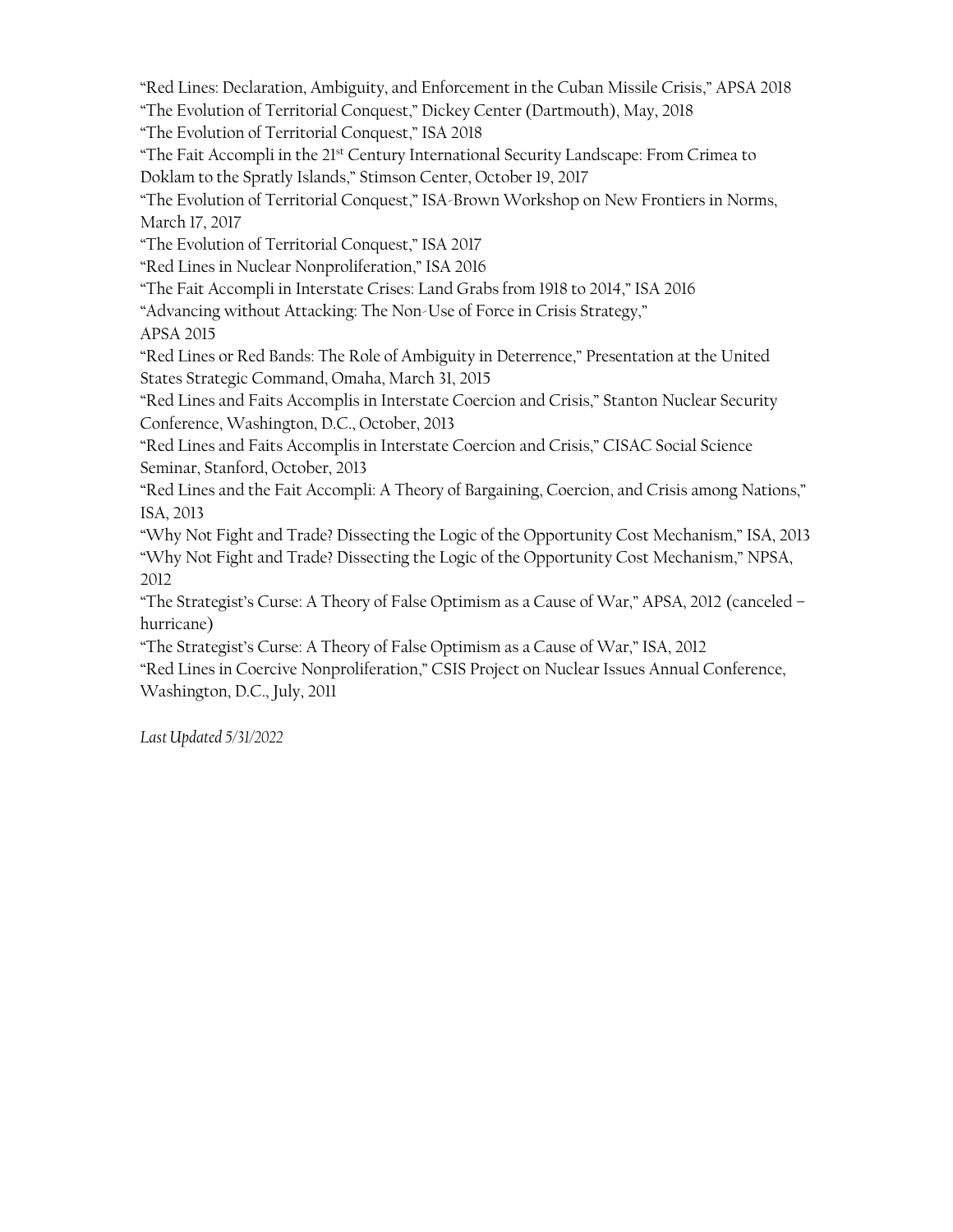"Red Lines: Declaration, Ambiguity, and Enforcement in the Cuban Missile Crisis," APSA 2018

"The Evolution of Territorial Conquest," Dickey Center (Dartmouth), May, 2018

"The Evolution of Territorial Conquest," ISA 2018

"The Fait Accompli in the 21st Century International Security Landscape: From Crimea to Doklam to the Spratly Islands," Stimson Center, October 19, 2017

"The Evolution of Territorial Conquest," ISA-Brown Workshop on New Frontiers in Norms, March 17, 2017

"The Evolution of Territorial Conquest," ISA 2017

"Red Lines in Nuclear Nonproliferation," ISA 2016

"The Fait Accompli in Interstate Crises: Land Grabs from 1918 to 2014," ISA 2016

"Advancing without Attacking: The Non-Use of Force in Crisis Strategy," APSA 2015

"Red Lines or Red Bands: The Role of Ambiguity in Deterrence," Presentation at the United States Strategic Command, Omaha, March 31, 2015

"Red Lines and Faits Accomplis in Interstate Coercion and Crisis," Stanton Nuclear Security Conference, Washington, D.C., October, 2013

"Red Lines and Faits Accomplis in Interstate Coercion and Crisis," CISAC Social Science Seminar, Stanford, October, 2013

"Red Lines and the Fait Accompli: A Theory of Bargaining, Coercion, and Crisis among Nations," ISA, 2013

"Why Not Fight and Trade? Dissecting the Logic of the Opportunity Cost Mechanism," ISA, 2013

"Why Not Fight and Trade? Dissecting the Logic of the Opportunity Cost Mechanism," NPSA, 2012

"The Strategist's Curse: A Theory of False Optimism as a Cause of War," APSA, 2012 (canceled – hurricane)

"The Strategist's Curse: A Theory of False Optimism as a Cause of War," ISA, 2012

"Red Lines in Coercive Nonproliferation," CSIS Project on Nuclear Issues Annual Conference, Washington, D.C., July, 2011

*Last Updated 5/31/2022*